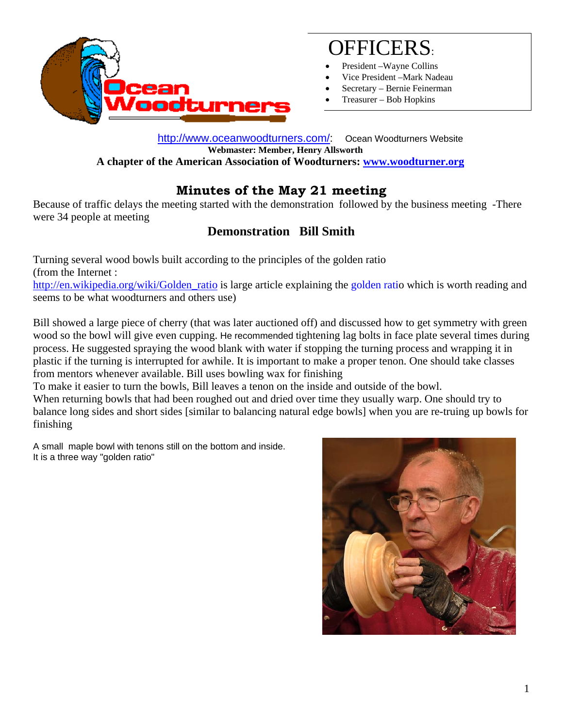# OFFICERS:

- President –Wayne Collins
- Vice President –Mark Nadeau
- Secretary – Bernie Feinerman
- Treasurer – Bob Hopkins

http://www.oceanwoodturners.com/: Ocean Woodturners Website

**Webmaster: Member, Henry Allsworth**

**A chapter of the American Association of Woodturners: www.woodturner.org**

## Minutes of the May 21 meeting

Because of traffic delays the meeting started with the demonstration followed by the business meeting -There were 34 people at meeting

### Demonstration Bill Smith

Turning several wood bowls built according to the principles of the golden ratio (from the Internet : http://en.wikipedia.org/wiki/Golden_ratio is large article explaining the golden ratio which is worth reading and seems to be what woodturners and others use)

Bill showed a large piece of cherry (that was later auctioned off) and discussed how to get symmetry with green wood so the bowl will give even cupping. He recommended tightening lag bolts in face plate several times during process. He suggested spraying the wood blank with water if stopping the turning process and wrapping it in plastic if the turning is interrupted for awhile. It is important to make a proper tenon. One should take classes from mentors whenever available. Bill uses bowling wax for finishing

To make it easier to turn the bowls, Bill leaves a tenon on the inside and outside of the bowl.

When returning bowls that had been roughed out and dried over time they usually warp. One should try to balance long sides and short sides [similar to balancing natural edge bowls] when you are re-truing up bowls for finishing

A small maple bowl with tenons still on the bottom and inside.
It is a three way "golden ratio"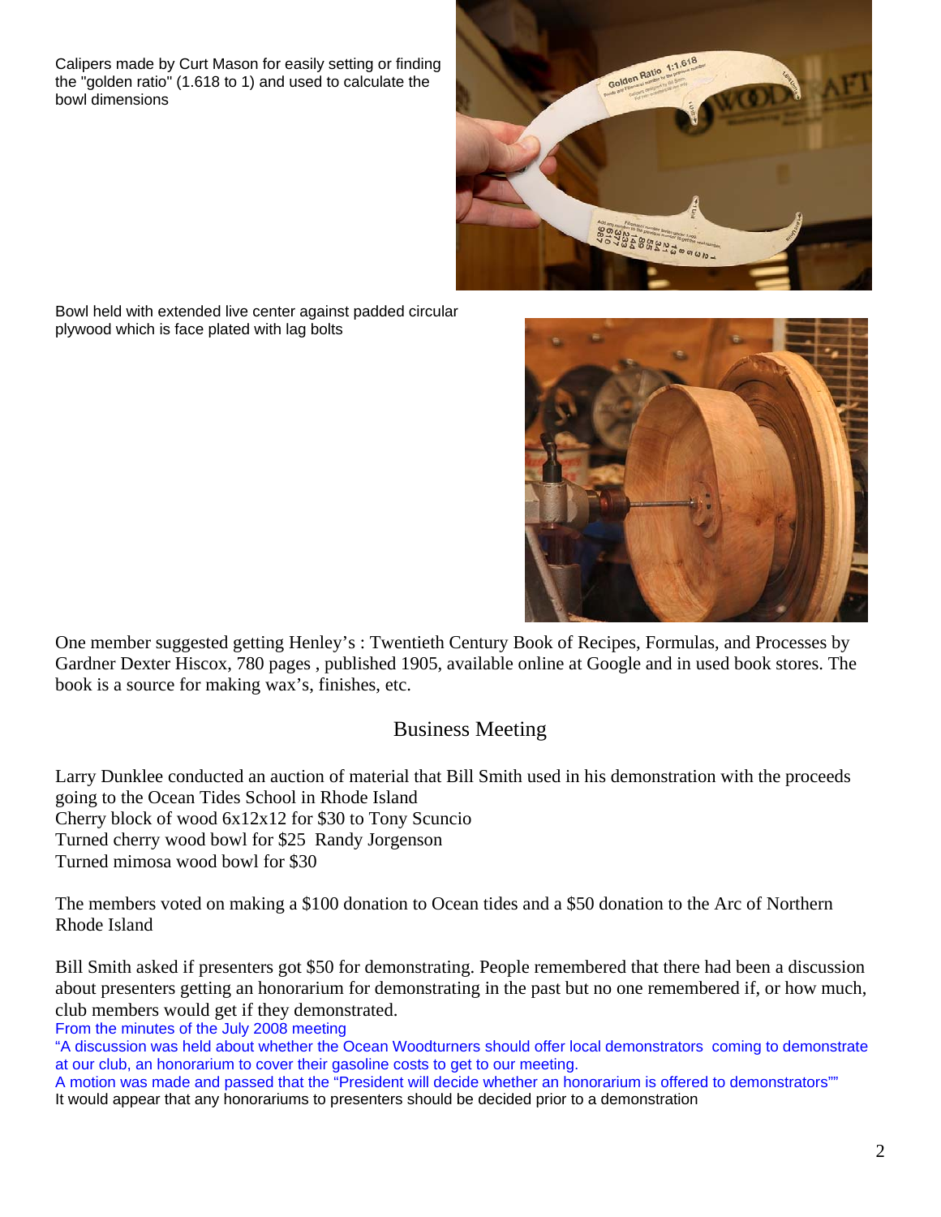Calipers made by Curt Mason for easily setting or finding the "golden ratio" (1.618 to 1) and used to calculate the bowl dimensions

Bowl held with extended live center against padded circular plywood which is face plated with lag bolts

One member suggested getting Henley's : Twentieth Century Book of Recipes, Formulas, and Processes by Gardner Dexter Hiscox, 780 pages , published 1905, available online at Google and in used book stores. The book is a source for making wax's, finishes, etc.

## Business Meeting

Larry Dunklee conducted an auction of material that Bill Smith used in his demonstration with the proceeds going to the Ocean Tides School in Rhode Island
Cherry block of wood 6x12x12 for $30 to Tony Scuncio
Turned cherry wood bowl for $25 Randy Jorgenson
Turned mimosa wood bowl for $30

The members voted on making a $100 donation to Ocean tides and a $50 donation to the Arc of Northern Rhode Island

Bill Smith asked if presenters got $50 for demonstrating. People remembered that there had been a discussion about presenters getting an honorarium for demonstrating in the past but no one remembered if, or how much, club members would get if they demonstrated.
From the minutes of the July 2008 meeting
"A discussion was held about whether the Ocean Woodturners should offer local demonstrators coming to demonstrate at our club, an honorarium to cover their gasoline costs to get to our meeting.
A motion was made and passed that the "President will decide whether an honorarium is offered to demonstrators""
It would appear that any honorariums to presenters should be decided prior to a demonstration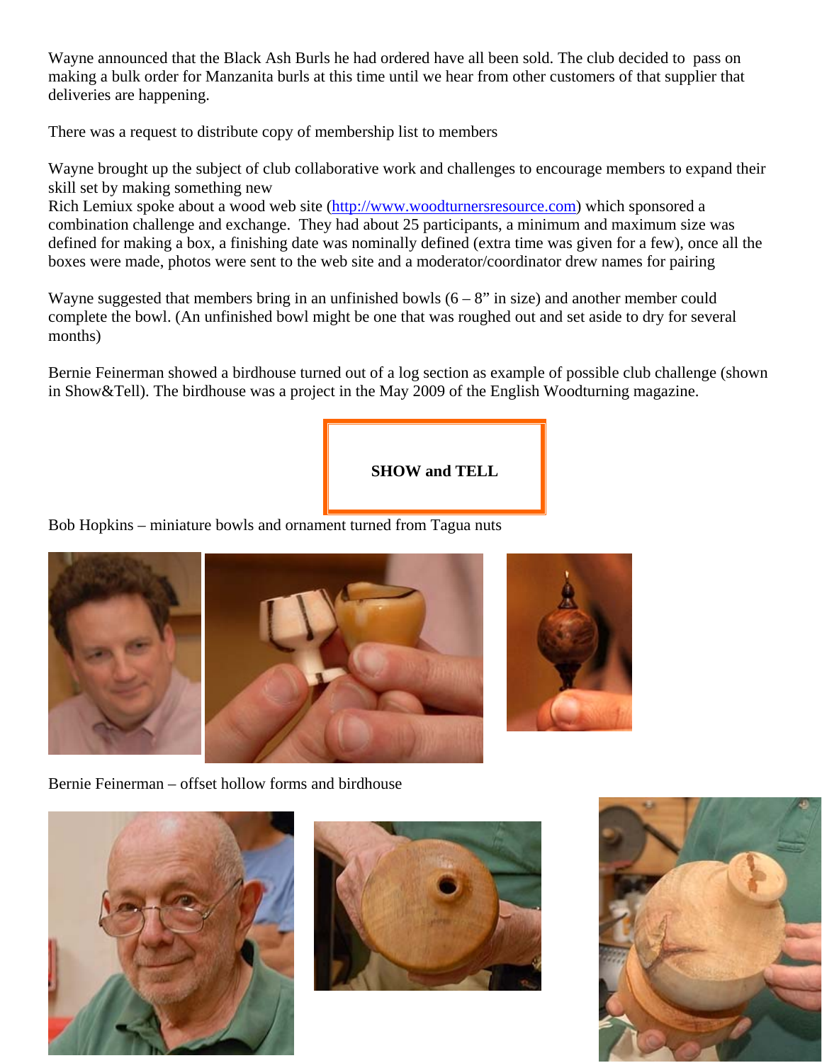Wayne announced that the Black Ash Burls he had ordered have all been sold. The club decided to pass on making a bulk order for Manzanita burls at this time until we hear from other customers of that supplier that deliveries are happening.

There was a request to distribute copy of membership list to members

Wayne brought up the subject of club collaborative work and challenges to encourage members to expand their skill set by making something new
Rich Lemiux spoke about a wood web site (http://www.woodturnersresource.com) which sponsored a combination challenge and exchange. They had about 25 participants, a minimum and maximum size was defined for making a box, a finishing date was nominally defined (extra time was given for a few), once all the boxes were made, photos were sent to the web site and a moderator/coordinator drew names for pairing

Wayne suggested that members bring in an unfinished bowls (6 – 8" in size) and another member could complete the bowl. (An unfinished bowl might be one that was roughed out and set aside to dry for several months)

Bernie Feinerman showed a birdhouse turned out of a log section as example of possible club challenge (shown in Show&Tell). The birdhouse was a project in the May 2009 of the English Woodturning magazine.

**SHOW and TELL**

Bob Hopkins – miniature bowls and ornament turned from Tagua nuts

Bernie Feinerman – offset hollow forms and birdhouse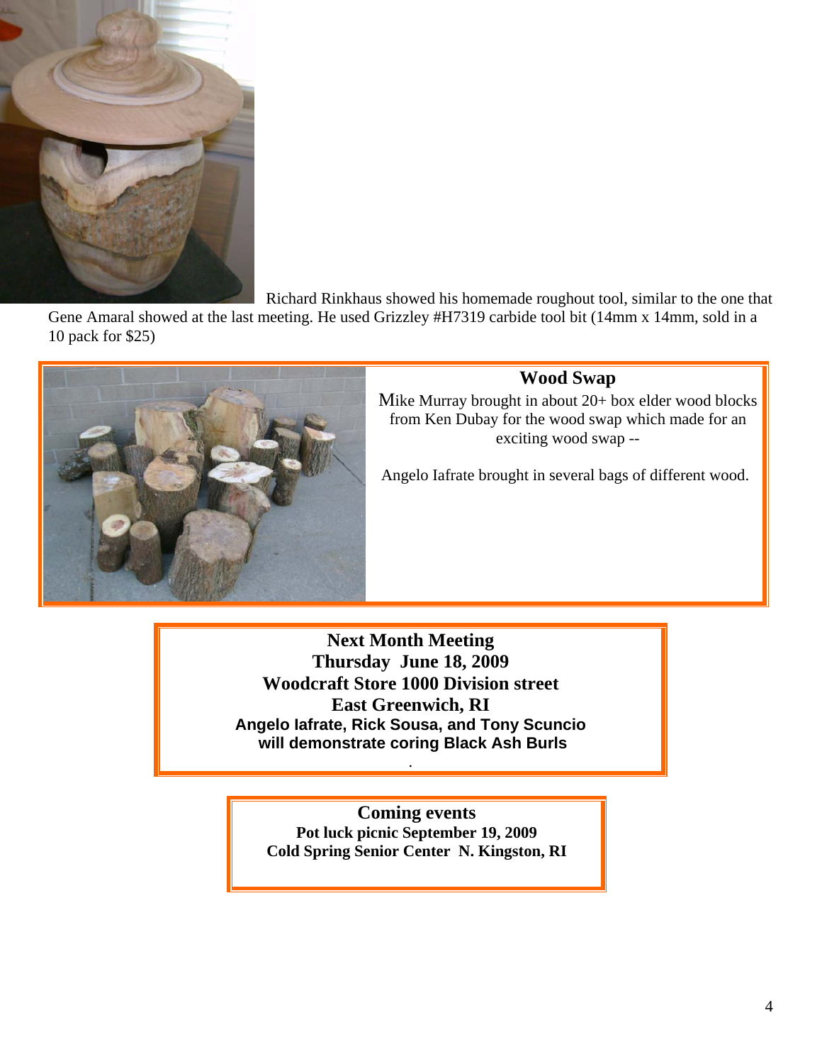Richard Rinkhaus showed his homemade roughout tool, similar to the one that Gene Amaral showed at the last meeting. He used Grizzley #H7319 carbide tool bit (14mm x 14mm, sold in a 10 pack for $25)

## Wood Swap

Mike Murray brought in about 20+ box elder wood blocks from Ken Dubay for the wood swap which made for an exciting wood swap --

Angelo Iafrate brought in several bags of different wood.

**Next Month Meeting**
**Thursday June 18, 2009**
**Woodcraft Store 1000 Division street**
**East Greenwich, RI**
**Angelo Iafrate, Rick Sousa, and Tony Scuncio will demonstrate coring Black Ash Burls**

**Coming events**
**Pot luck picnic September 19, 2009**
**Cold Spring Senior Center N. Kingston, RI**